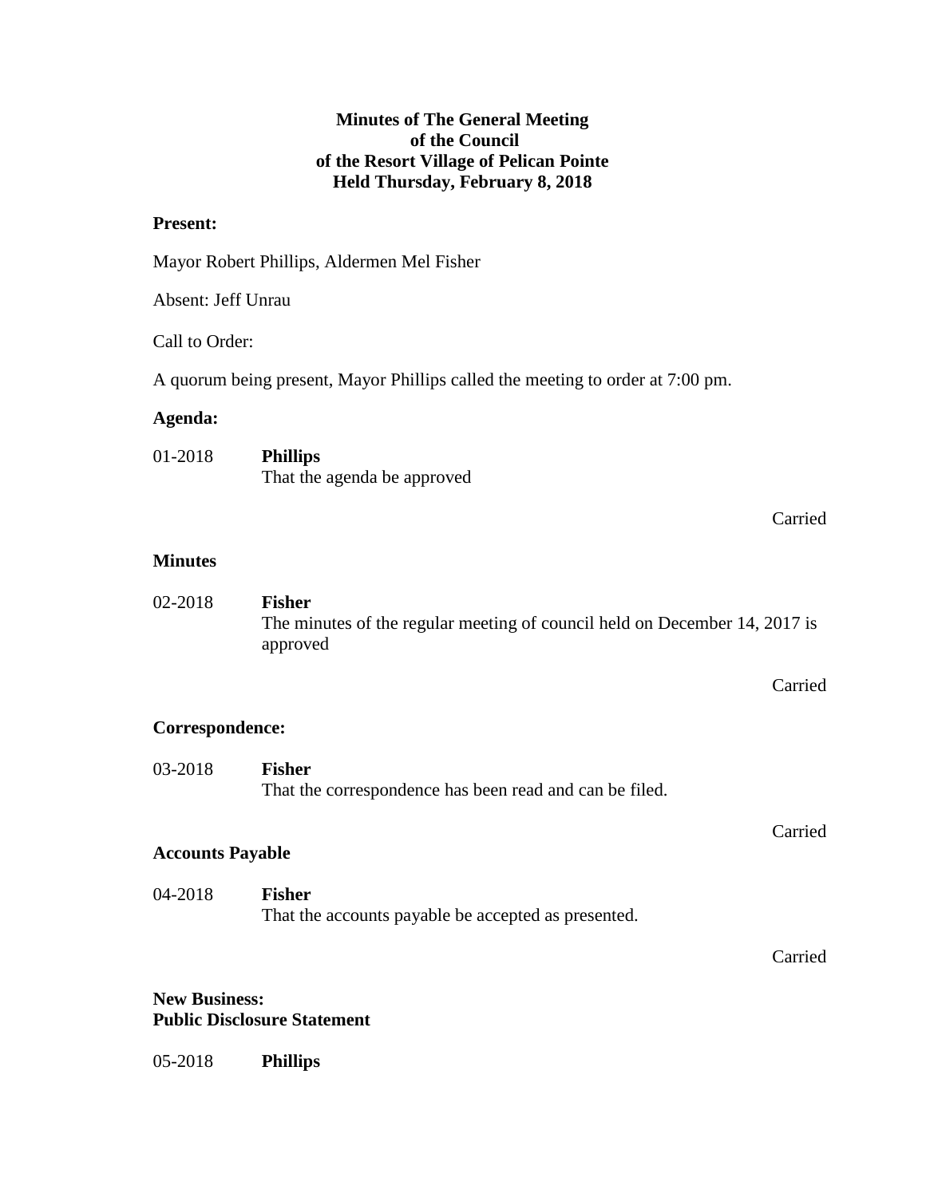**Minutes of The General Meeting**
**of the Council**
**of the Resort Village of Pelican Pointe**
**Held Thursday, February 8, 2018**

**Present:**

Mayor Robert Phillips, Aldermen Mel Fisher

Absent: Jeff Unrau

Call to Order:

A quorum being present, Mayor Phillips called the meeting to order at 7:00 pm.

**Agenda:**

01-2018 **Phillips**
That the agenda be approved

Carried

**Minutes**

02-2018 **Fisher**
The minutes of the regular meeting of council held on December 14, 2017 is approved

Carried

**Correspondence:**

03-2018 **Fisher**
That the correspondence has been read and can be filed.

Carried

**Accounts Payable**

04-2018 **Fisher**
That the accounts payable be accepted as presented.

Carried

**New Business:**
**Public Disclosure Statement**

05-2018 **Phillips**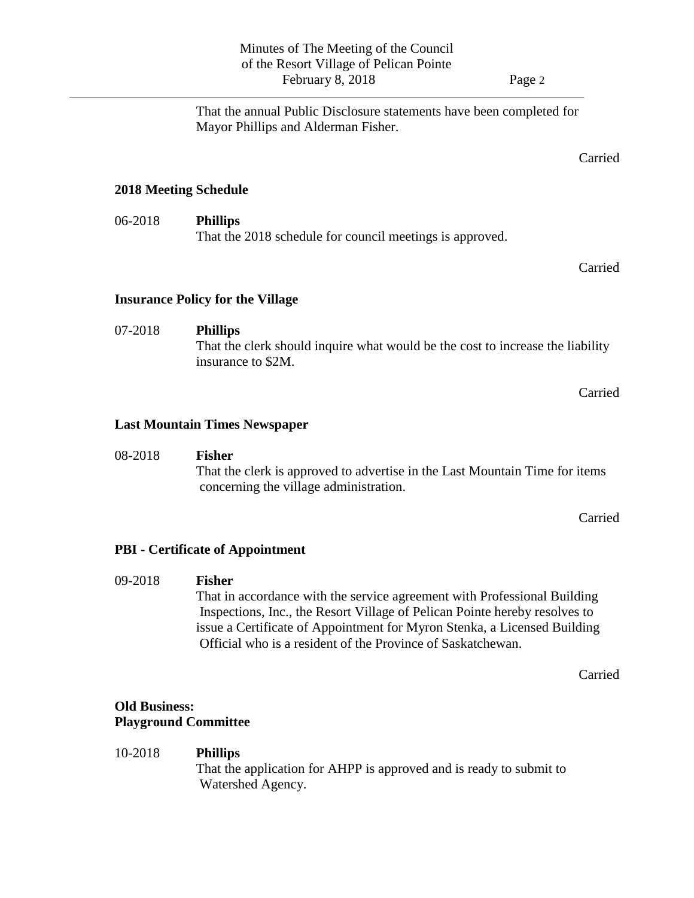That the annual Public Disclosure statements have been completed for Mayor Phillips and Alderman Fisher.

Carried

**2018 Meeting Schedule**

06-2018 **Phillips**
That the 2018 schedule for council meetings is approved.

Carried

**Insurance Policy for the Village**

07-2018 **Phillips**
That the clerk should inquire what would be the cost to increase the liability insurance to $2M.

Carried

**Last Mountain Times Newspaper**

08-2018 **Fisher**
That the clerk is approved to advertise in the Last Mountain Time for items concerning the village administration.

Carried

**PBI - Certificate of Appointment**

09-2018 **Fisher**
That in accordance with the service agreement with Professional Building Inspections, Inc., the Resort Village of Pelican Pointe hereby resolves to issue a Certificate of Appointment for Myron Stenka, a Licensed Building Official who is a resident of the Province of Saskatchewan.

Carried

**Old Business:**
**Playground Committee**

10-2018 **Phillips**
That the application for AHPP is approved and is ready to submit to Watershed Agency.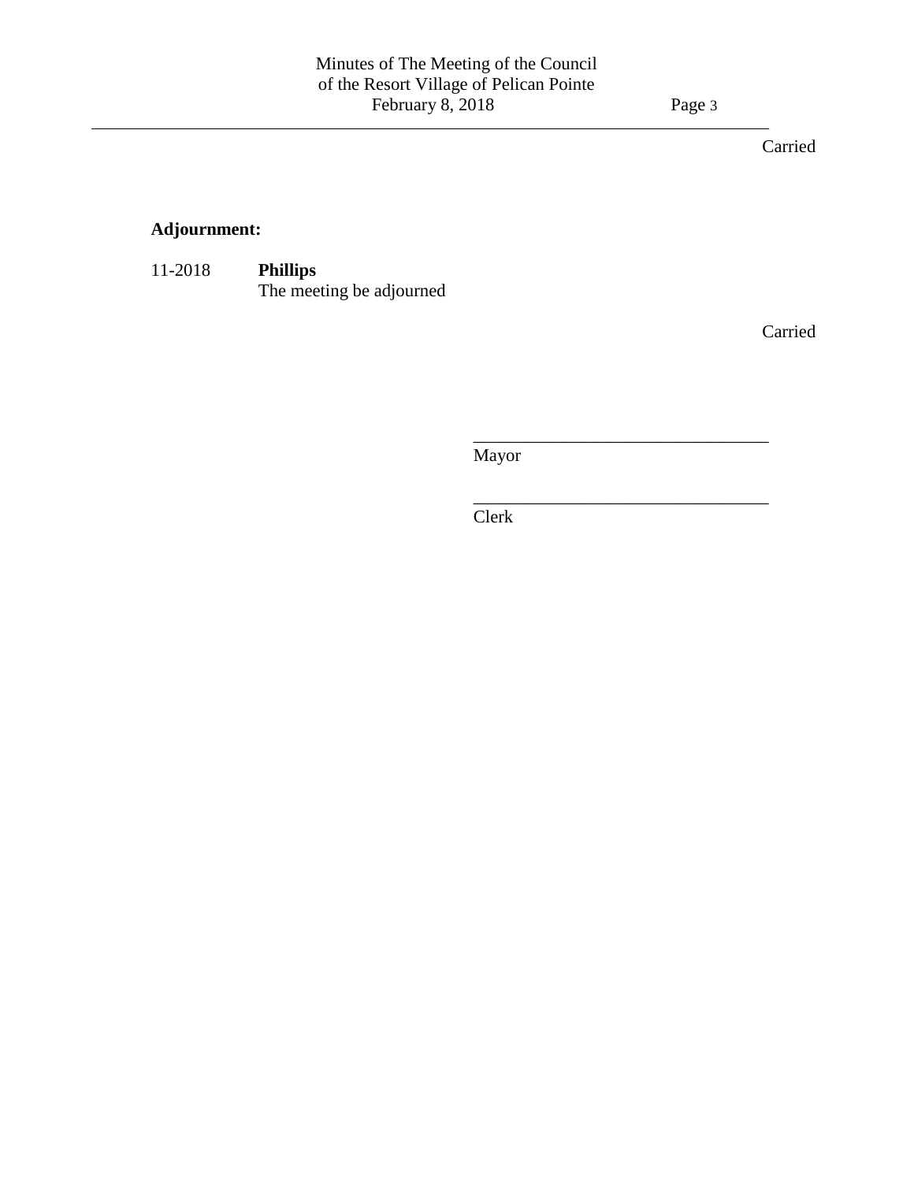Carried

**Adjournment:**

11-2018 **Phillips**
The meeting be adjourned

Carried

_________________________________
Mayor

_________________________________
Clerk